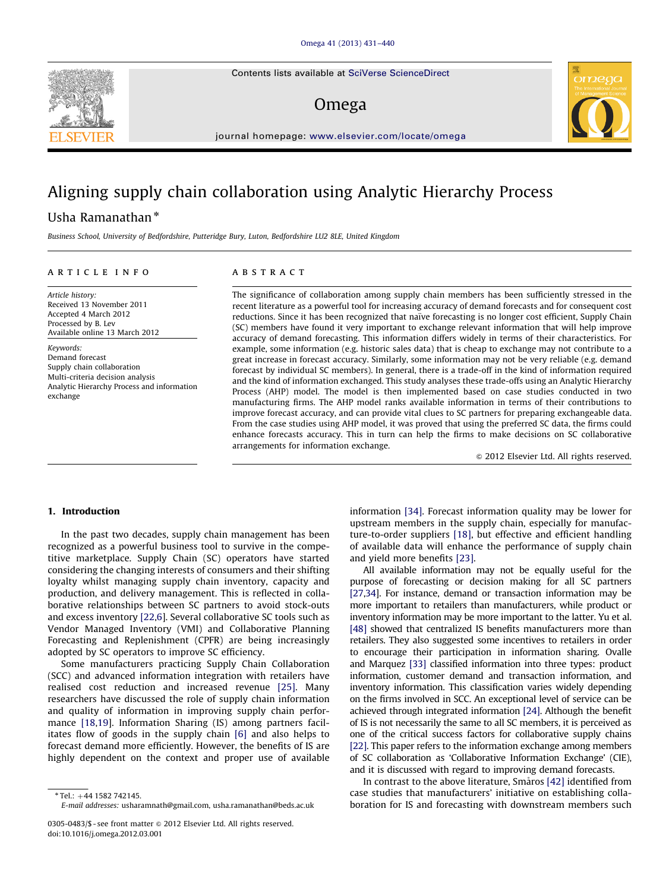# Aligning supply chain collaboration using Analytic Hierarchy Process

Usha Ramanathan *

*Business School, University of Bedfordshire, Putteridge Bury, Luton, Bedfordshire LU2 8LE, United Kingdom*

**ARTICLE INFO**

*Article history:*
Received 13 November 2011
Accepted 4 March 2012
Processed by B. Lev
Available online 13 March 2012

*Keywords:*
Demand forecast
Supply chain collaboration
Multi-criteria decision analysis
Analytic Hierarchy Process and information exchange

**ABSTRACT**

The significance of collaboration among supply chain members has been sufficiently stressed in the recent literature as a powerful tool for increasing accuracy of demand forecasts and for consequent cost reductions. Since it has been recognized that naïve forecasting is no longer cost efficient, Supply Chain (SC) members have found it very important to exchange relevant information that will help improve accuracy of demand forecasting. This information differs widely in terms of their characteristics. For example, some information (e.g. historic sales data) that is cheap to exchange may not contribute to a great increase in forecast accuracy. Similarly, some information may not be very reliable (e.g. demand forecast by individual SC members). In general, there is a trade-off in the kind of information required and the kind of information exchanged. This study analyses these trade-offs using an Analytic Hierarchy Process (AHP) model. The model is then implemented based on case studies conducted in two manufacturing firms. The AHP model ranks available information in terms of their contributions to improve forecast accuracy, and can provide vital clues to SC partners for preparing exchangeable data. From the case studies using AHP model, it was proved that using the preferred SC data, the firms could enhance forecasts accuracy. This in turn can help the firms to make decisions on SC collaborative arrangements for information exchange.

© 2012 Elsevier Ltd. All rights reserved.

## 1. Introduction

In the past two decades, supply chain management has been recognized as a powerful business tool to survive in the competitive marketplace. Supply Chain (SC) operators have started considering the changing interests of consumers and their shifting loyalty whilst managing supply chain inventory, capacity and production, and delivery management. This is reflected in collaborative relationships between SC partners to avoid stock-outs and excess inventory [22,6]. Several collaborative SC tools such as Vendor Managed Inventory (VMI) and Collaborative Planning Forecasting and Replenishment (CPFR) are being increasingly adopted by SC operators to improve SC efficiency.

Some manufacturers practicing Supply Chain Collaboration (SCC) and advanced information integration with retailers have realised cost reduction and increased revenue [25]. Many researchers have discussed the role of supply chain information and quality of information in improving supply chain performance [18,19]. Information Sharing (IS) among partners facilitates flow of goods in the supply chain [6] and also helps to forecast demand more efficiently. However, the benefits of IS are highly dependent on the context and proper use of available information [34]. Forecast information quality may be lower for upstream members in the supply chain, especially for manufacture-to-order suppliers [18], but effective and efficient handling of available data will enhance the performance of supply chain and yield more benefits [23].

All available information may not be equally useful for the purpose of forecasting or decision making for all SC partners [27,34]. For instance, demand or transaction information may be more important to retailers than manufacturers, while product or inventory information may be more important to the latter. Yu et al. [48] showed that centralized IS benefits manufacturers more than retailers. They also suggested some incentives to retailers in order to encourage their participation in information sharing. Ovalle and Marquez [33] classified information into three types: product information, customer demand and transaction information, and inventory information. This classification varies widely depending on the firms involved in SCC. An exceptional level of service can be achieved through integrated information [24]. Although the benefit of IS is not necessarily the same to all SC members, it is perceived as one of the critical success factors for collaborative supply chains [22]. This paper refers to the information exchange among members of SC collaboration as 'Collaborative Information Exchange' (CIE), and it is discussed with regard to improving demand forecasts.

In contrast to the above literature, Småros [42] identified from case studies that manufacturers' initiative on establishing collaboration for IS and forecasting with downstream members such

\* Tel.: +44 1582 742145.
*E-mail addresses:* usharamnath@gmail.com, usha.ramanathan@beds.ac.uk

0305-0483/$ - see front matter © 2012 Elsevier Ltd. All rights reserved.
doi:10.1016/j.omega.2012.03.001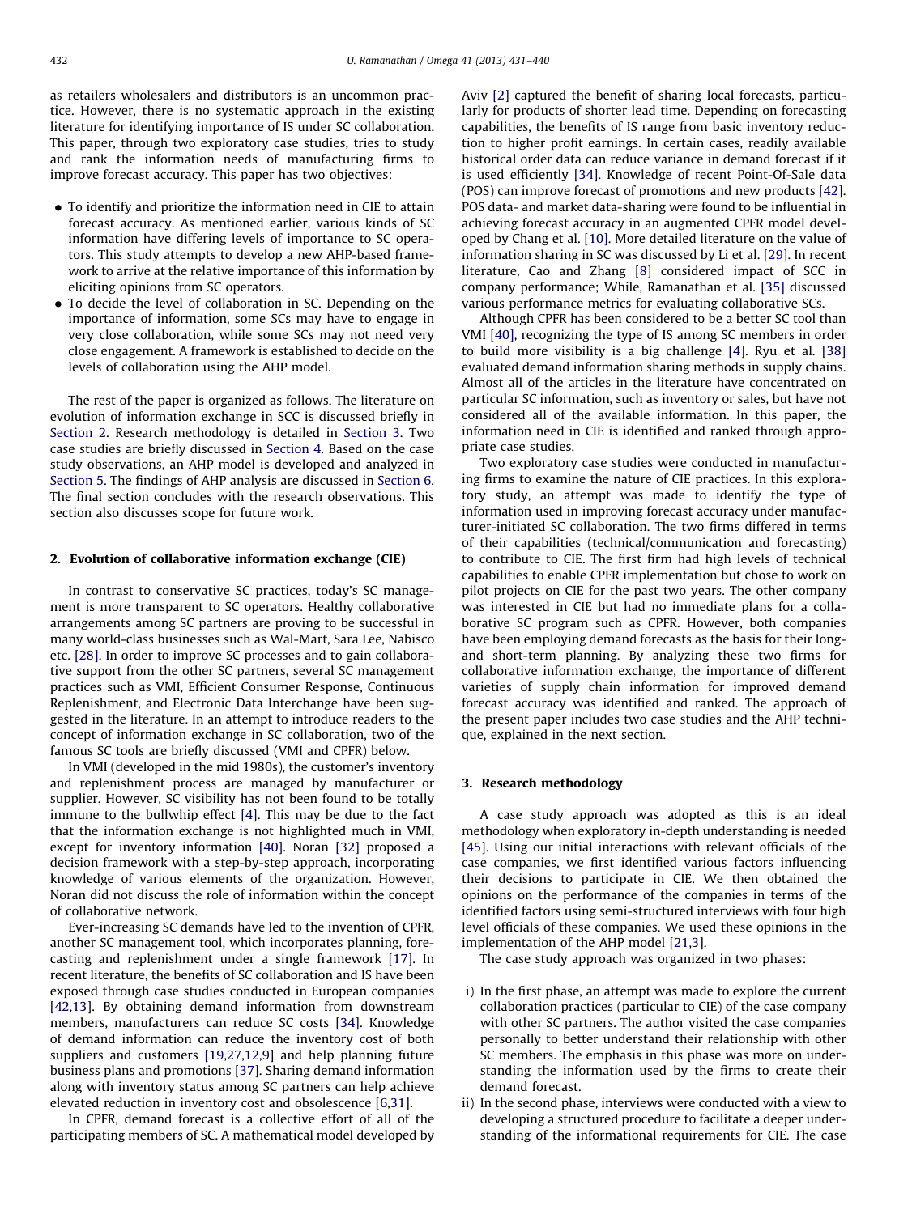as retailers wholesalers and distributors is an uncommon practice. However, there is no systematic approach in the existing literature for identifying importance of IS under SC collaboration. This paper, through two exploratory case studies, tries to study and rank the information needs of manufacturing firms to improve forecast accuracy. This paper has two objectives:

- To identify and prioritize the information need in CIE to attain forecast accuracy. As mentioned earlier, various kinds of SC information have differing levels of importance to SC operators. This study attempts to develop a new AHP-based framework to arrive at the relative importance of this information by eliciting opinions from SC operators.
- To decide the level of collaboration in SC. Depending on the importance of information, some SCs may have to engage in very close collaboration, while some SCs may not need very close engagement. A framework is established to decide on the levels of collaboration using the AHP model.

The rest of the paper is organized as follows. The literature on evolution of information exchange in SCC is discussed briefly in Section 2. Research methodology is detailed in Section 3. Two case studies are briefly discussed in Section 4. Based on the case study observations, an AHP model is developed and analyzed in Section 5. The findings of AHP analysis are discussed in Section 6. The final section concludes with the research observations. This section also discusses scope for future work.

## 2. Evolution of collaborative information exchange (CIE)

In contrast to conservative SC practices, today's SC management is more transparent to SC operators. Healthy collaborative arrangements among SC partners are proving to be successful in many world-class businesses such as Wal-Mart, Sara Lee, Nabisco etc. [28]. In order to improve SC processes and to gain collaborative support from the other SC partners, several SC management practices such as VMI, Efficient Consumer Response, Continuous Replenishment, and Electronic Data Interchange have been suggested in the literature. In an attempt to introduce readers to the concept of information exchange in SC collaboration, two of the famous SC tools are briefly discussed (VMI and CPFR) below.

In VMI (developed in the mid 1980s), the customer's inventory and replenishment process are managed by manufacturer or supplier. However, SC visibility has not been found to be totally immune to the bullwhip effect [4]. This may be due to the fact that the information exchange is not highlighted much in VMI, except for inventory information [40]. Noran [32] proposed a decision framework with a step-by-step approach, incorporating knowledge of various elements of the organization. However, Noran did not discuss the role of information within the concept of collaborative network.

Ever-increasing SC demands have led to the invention of CPFR, another SC management tool, which incorporates planning, forecasting and replenishment under a single framework [17]. In recent literature, the benefits of SC collaboration and IS have been exposed through case studies conducted in European companies [42,13]. By obtaining demand information from downstream members, manufacturers can reduce SC costs [34]. Knowledge of demand information can reduce the inventory cost of both suppliers and customers [19,27,12,9] and help planning future business plans and promotions [37]. Sharing demand information along with inventory status among SC partners can help achieve elevated reduction in inventory cost and obsolescence [6,31].

In CPFR, demand forecast is a collective effort of all of the participating members of SC. A mathematical model developed by Aviv [2] captured the benefit of sharing local forecasts, particularly for products of shorter lead time. Depending on forecasting capabilities, the benefits of IS range from basic inventory reduction to higher profit earnings. In certain cases, readily available historical order data can reduce variance in demand forecast if it is used efficiently [34]. Knowledge of recent Point-Of-Sale data (POS) can improve forecast of promotions and new products [42]. POS data- and market data-sharing were found to be influential in achieving forecast accuracy in an augmented CPFR model developed by Chang et al. [10]. More detailed literature on the value of information sharing in SC was discussed by Li et al. [29]. In recent literature, Cao and Zhang [8] considered impact of SCC in company performance; While, Ramanathan et al. [35] discussed various performance metrics for evaluating collaborative SCs.

Although CPFR has been considered to be a better SC tool than VMI [40], recognizing the type of IS among SC members in order to build more visibility is a big challenge [4]. Ryu et al. [38] evaluated demand information sharing methods in supply chains. Almost all of the articles in the literature have concentrated on particular SC information, such as inventory or sales, but have not considered all of the available information. In this paper, the information need in CIE is identified and ranked through appropriate case studies.

Two exploratory case studies were conducted in manufacturing firms to examine the nature of CIE practices. In this exploratory study, an attempt was made to identify the type of information used in improving forecast accuracy under manufacturer-initiated SC collaboration. The two firms differed in terms of their capabilities (technical/communication and forecasting) to contribute to CIE. The first firm had high levels of technical capabilities to enable CPFR implementation but chose to work on pilot projects on CIE for the past two years. The other company was interested in CIE but had no immediate plans for a collaborative SC program such as CPFR. However, both companies have been employing demand forecasts as the basis for their long- and short-term planning. By analyzing these two firms for collaborative information exchange, the importance of different varieties of supply chain information for improved demand forecast accuracy was identified and ranked. The approach of the present paper includes two case studies and the AHP technique, explained in the next section.

## 3. Research methodology

A case study approach was adopted as this is an ideal methodology when exploratory in-depth understanding is needed [45]. Using our initial interactions with relevant officials of the case companies, we first identified various factors influencing their decisions to participate in CIE. We then obtained the opinions on the performance of the companies in terms of the identified factors using semi-structured interviews with four high level officials of these companies. We used these opinions in the implementation of the AHP model [21,3].

The case study approach was organized in two phases:

i) In the first phase, an attempt was made to explore the current collaboration practices (particular to CIE) of the case company with other SC partners. The author visited the case companies personally to better understand their relationship with other SC members. The emphasis in this phase was more on understanding the information used by the firms to create their demand forecast.

ii) In the second phase, interviews were conducted with a view to developing a structured procedure to facilitate a deeper understanding of the informational requirements for CIE. The case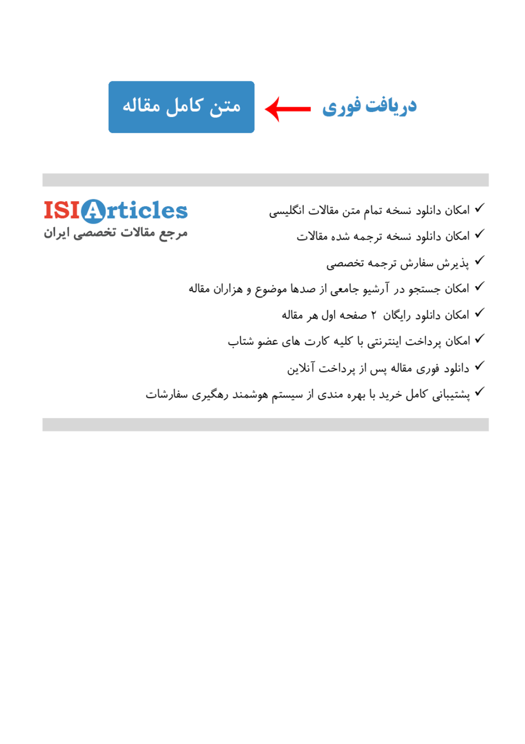دریافت فوری ← متن کامل مقاله

**ISIArticles**
مرجع مقالات تخصصی ایران

- ✓ امکان دانلود نسخه تمام متن مقالات انگلیسی
- ✓ امکان دانلود نسخه ترجمه شده مقالات
- ✓ پذیرش سفارش ترجمه تخصصی
- ✓ امکان جستجو در آرشیو جامعی از صدها موضوع و هزاران مقاله
- ✓ امکان دانلود رایگان ۲ صفحه اول هر مقاله
- ✓ امکان پرداخت اینترنتی با کلیه کارت های عضو شتاب
- ✓ دانلود فوری مقاله پس از پرداخت آنلاین
- ✓ پشتیبانی کامل خرید با بهره مندی از سیستم هوشمند رهگیری سفارشات